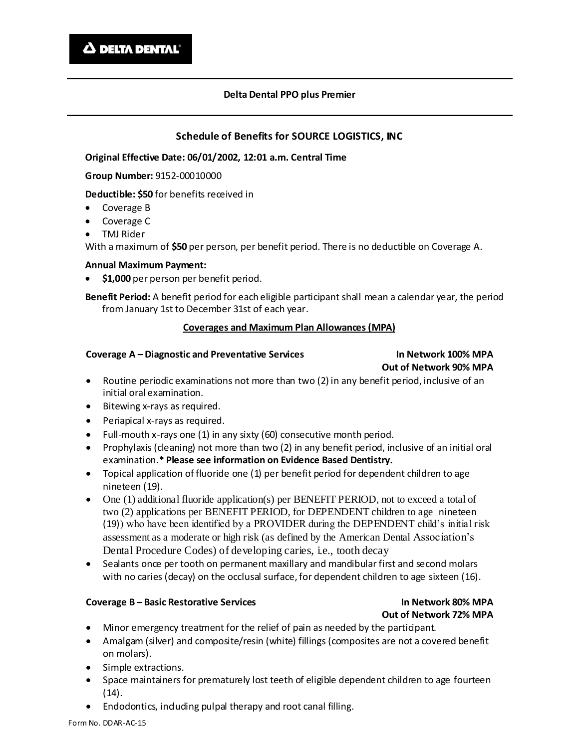**DELTA DENTAL**

## Delta Dental PPO plus Premier

### Schedule of Benefits for SOURCE LOGISTICS, INC

**Original Effective Date: 06/01/2002, 12:01 a.m. Central Time**

**Group Number:** 9152-00010000

**Deductible: $50** for benefits received in

- Coverage B
- Coverage C
- TMJ Rider

With a maximum of **$50** per person, per benefit period. There is no deductible on Coverage A.

**Annual Maximum Payment:**

- **$1,000** per person per benefit period.

**Benefit Period:** A benefit period for each eligible participant shall mean a calendar year, the period from January 1st to December 31st of each year.

**Coverages and Maximum Plan Allowances (MPA)**

**Coverage A – Diagnostic and Preventative Services** — **In Network 100% MPA** / **Out of Network 90% MPA**

- Routine periodic examinations not more than two (2) in any benefit period, inclusive of an initial oral examination.
- Bitewing x-rays as required.
- Periapical x-rays as required.
- Full-mouth x-rays one (1) in any sixty (60) consecutive month period.
- Prophylaxis (cleaning) not more than two (2) in any benefit period, inclusive of an initial oral examination.**\* Please see information on Evidence Based Dentistry.**
- Topical application of fluoride one (1) per benefit period for dependent children to age nineteen (19).
- One (1) additional fluoride application(s) per BENEFIT PERIOD, not to exceed a total of two (2) applications per BENEFIT PERIOD, for DEPENDENT children to age nineteen (19)) who have been identified by a PROVIDER during the DEPENDENT child's initial risk assessment as a moderate or high risk (as defined by the American Dental Association's Dental Procedure Codes) of developing caries, i.e., tooth decay
- Sealants once per tooth on permanent maxillary and mandibular first and second molars with no caries (decay) on the occlusal surface, for dependent children to age sixteen (16).

**Coverage B – Basic Restorative Services** — **In Network 80% MPA** / **Out of Network 72% MPA**

- Minor emergency treatment for the relief of pain as needed by the participant.
- Amalgam (silver) and composite/resin (white) fillings (composites are not a covered benefit on molars).
- Simple extractions.
- Space maintainers for prematurely lost teeth of eligible dependent children to age fourteen (14).
- Endodontics, including pulpal therapy and root canal filling.

Form No. DDAR-AC-15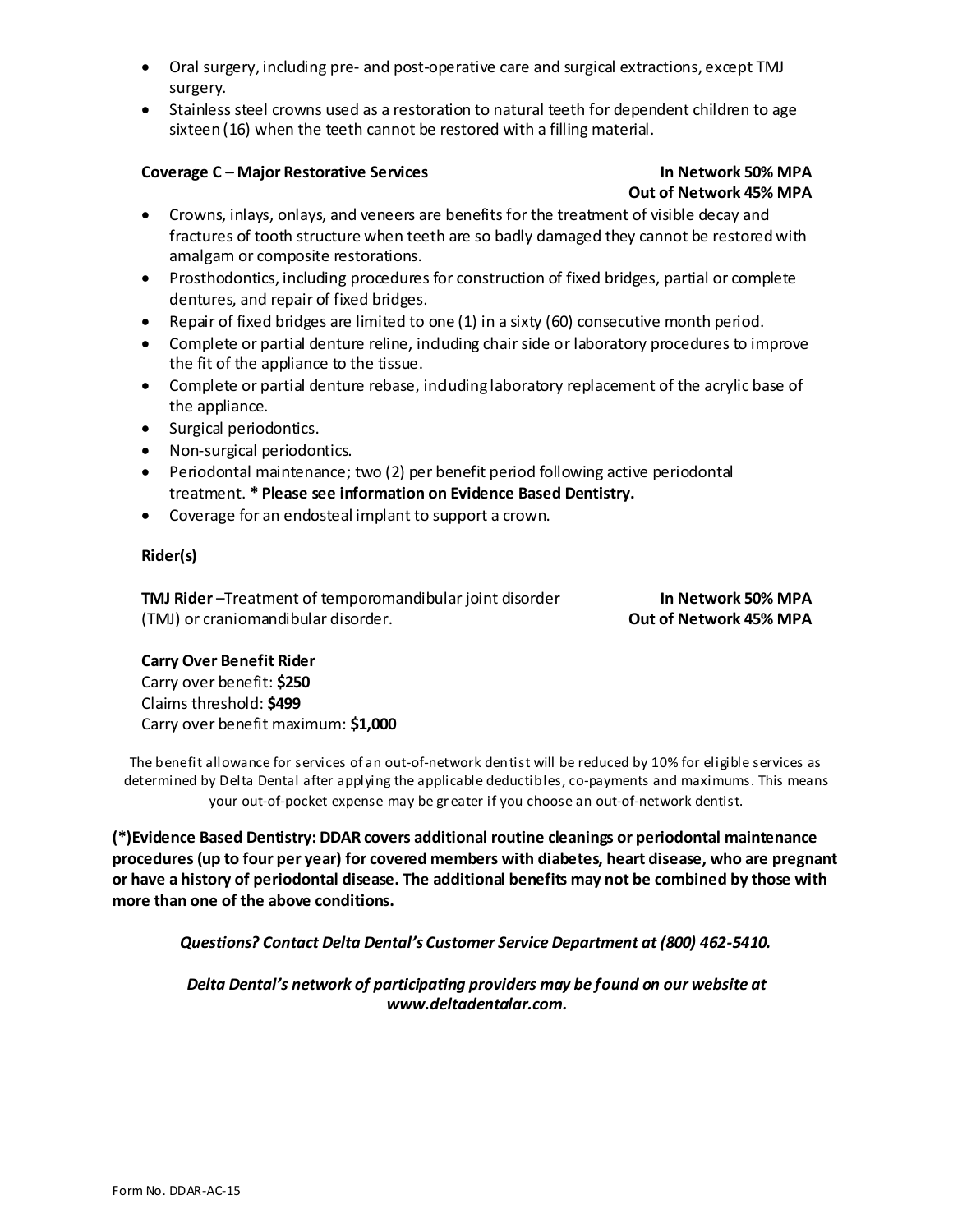- Oral surgery, including pre- and post-operative care and surgical extractions, except TMJ surgery.
- Stainless steel crowns used as a restoration to natural teeth for dependent children to age sixteen (16) when the teeth cannot be restored with a filling material.

**Coverage C – Major Restorative Services** **In Network 50% MPA** **Out of Network 45% MPA**

- Crowns, inlays, onlays, and veneers are benefits for the treatment of visible decay and fractures of tooth structure when teeth are so badly damaged they cannot be restored with amalgam or composite restorations.
- Prosthodontics, including procedures for construction of fixed bridges, partial or complete dentures, and repair of fixed bridges.
- Repair of fixed bridges are limited to one (1) in a sixty (60) consecutive month period.
- Complete or partial denture reline, including chair side or laboratory procedures to improve the fit of the appliance to the tissue.
- Complete or partial denture rebase, including laboratory replacement of the acrylic base of the appliance.
- Surgical periodontics.
- Non-surgical periodontics.
- Periodontal maintenance; two (2) per benefit period following active periodontal treatment. **\* Please see information on Evidence Based Dentistry.**
- Coverage for an endosteal implant to support a crown.

**Rider(s)**

**TMJ Rider** –Treatment of temporomandibular joint disorder (TMJ) or craniomandibular disorder. **In Network 50% MPA** **Out of Network 45% MPA**

**Carry Over Benefit Rider**
Carry over benefit: **$250**
Claims threshold: **$499**
Carry over benefit maximum: **$1,000**

The benefit allowance for services of an out-of-network dentist will be reduced by 10% for eligible services as determined by Delta Dental after applying the applicable deductibles, co-payments and maximums. This means your out-of-pocket expense may be greater if you choose an out-of-network dentist.

**(\*)Evidence Based Dentistry: DDAR covers additional routine cleanings or periodontal maintenance procedures (up to four per year) for covered members with diabetes, heart disease, who are pregnant or have a history of periodontal disease. The additional benefits may not be combined by those with more than one of the above conditions.**

***Questions? Contact Delta Dental's Customer Service Department at (800) 462-5410.***

***Delta Dental's network of participating providers may be found on our website at www.deltadentalar.com.***

Form No. DDAR-AC-15